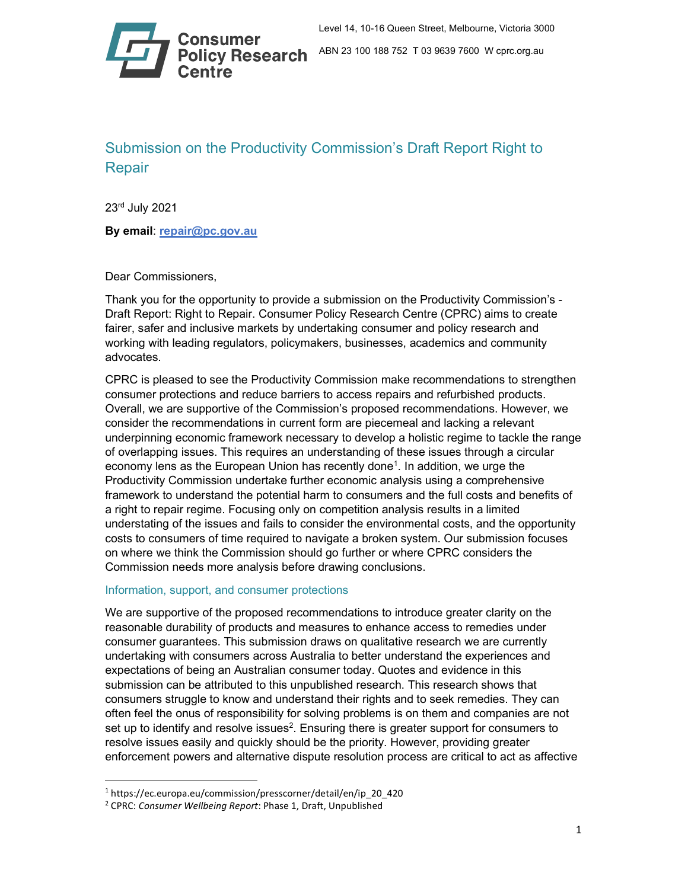Consumer Policy Research Centre

Level 14, 10-16 Queen Street, Melbourne, Victoria 3000

ABN 23 100 188 752 T 03 9639 7600 W cprc.org.au

# Submission on the Productivity Commission's Draft Report Right to Repair

23rd July 2021

**By email**: [repair@pc.gov.au](mailto:repair@pc.gov.au)

Dear Commissioners,

Thank you for the opportunity to provide a submission on the Productivity Commission's - Draft Report: Right to Repair. Consumer Policy Research Centre (CPRC) aims to create fairer, safer and inclusive markets by undertaking consumer and policy research and working with leading regulators, policymakers, businesses, academics and community advocates.

CPRC is pleased to see the Productivity Commission make recommendations to strengthen consumer protections and reduce barriers to access repairs and refurbished products. Overall, we are supportive of the Commission's proposed recommendations. However, we consider the recommendations in current form are piecemeal and lacking a relevant underpinning economic framework necessary to develop a holistic regime to tackle the range of overlapping issues. This requires an understanding of these issues through a circular economy lens as the European Union has recently done[1]. In addition, we urge the Productivity Commission undertake further economic analysis using a comprehensive framework to understand the potential harm to consumers and the full costs and benefits of a right to repair regime. Focusing only on competition analysis results in a limited understating of the issues and fails to consider the environmental costs, and the opportunity costs to consumers of time required to navigate a broken system. Our submission focuses on where we think the Commission should go further or where CPRC considers the Commission needs more analysis before drawing conclusions.

## Information, support, and consumer protections

We are supportive of the proposed recommendations to introduce greater clarity on the reasonable durability of products and measures to enhance access to remedies under consumer guarantees. This submission draws on qualitative research we are currently undertaking with consumers across Australia to better understand the experiences and expectations of being an Australian consumer today. Quotes and evidence in this submission can be attributed to this unpublished research. This research shows that consumers struggle to know and understand their rights and to seek remedies. They can often feel the onus of responsibility for solving problems is on them and companies are not set up to identify and resolve issues[2]. Ensuring there is greater support for consumers to resolve issues easily and quickly should be the priority. However, providing greater enforcement powers and alternative dispute resolution process are critical to act as affective

[1] https://ec.europa.eu/commission/presscorner/detail/en/ip_20_420

[2] CPRC: *Consumer Wellbeing Report*: Phase 1, Draft, Unpublished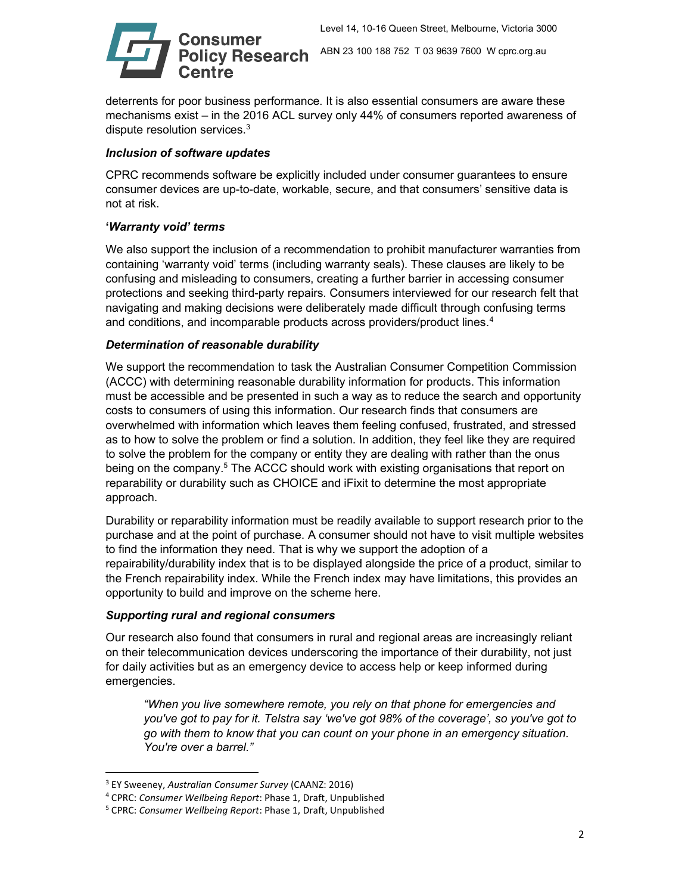deterrents for poor business performance. It is also essential consumers are aware these mechanisms exist – in the 2016 ACL survey only 44% of consumers reported awareness of dispute resolution services.[3]

### *Inclusion of software updates*

CPRC recommends software be explicitly included under consumer guarantees to ensure consumer devices are up-to-date, workable, secure, and that consumers' sensitive data is not at risk.

### *'Warranty void' terms*

We also support the inclusion of a recommendation to prohibit manufacturer warranties from containing 'warranty void' terms (including warranty seals). These clauses are likely to be confusing and misleading to consumers, creating a further barrier in accessing consumer protections and seeking third-party repairs. Consumers interviewed for our research felt that navigating and making decisions were deliberately made difficult through confusing terms and conditions, and incomparable products across providers/product lines.[4]

### *Determination of reasonable durability*

We support the recommendation to task the Australian Consumer Competition Commission (ACCC) with determining reasonable durability information for products. This information must be accessible and be presented in such a way as to reduce the search and opportunity costs to consumers of using this information. Our research finds that consumers are overwhelmed with information which leaves them feeling confused, frustrated, and stressed as to how to solve the problem or find a solution. In addition, they feel like they are required to solve the problem for the company or entity they are dealing with rather than the onus being on the company.[5] The ACCC should work with existing organisations that report on reparability or durability such as CHOICE and iFixit to determine the most appropriate approach.

Durability or reparability information must be readily available to support research prior to the purchase and at the point of purchase. A consumer should not have to visit multiple websites to find the information they need. That is why we support the adoption of a repairability/durability index that is to be displayed alongside the price of a product, similar to the French repairability index. While the French index may have limitations, this provides an opportunity to build and improve on the scheme here.

### *Supporting rural and regional consumers*

Our research also found that consumers in rural and regional areas are increasingly reliant on their telecommunication devices underscoring the importance of their durability, not just for daily activities but as an emergency device to access help or keep informed during emergencies.

> *"When you live somewhere remote, you rely on that phone for emergencies and you've got to pay for it. Telstra say 'we've got 98% of the coverage', so you've got to go with them to know that you can count on your phone in an emergency situation. You're over a barrel."*

---

[3] EY Sweeney, *Australian Consumer Survey* (CAANZ: 2016)

[4] CPRC: *Consumer Wellbeing Report*: Phase 1, Draft, Unpublished

[5] CPRC: *Consumer Wellbeing Report*: Phase 1, Draft, Unpublished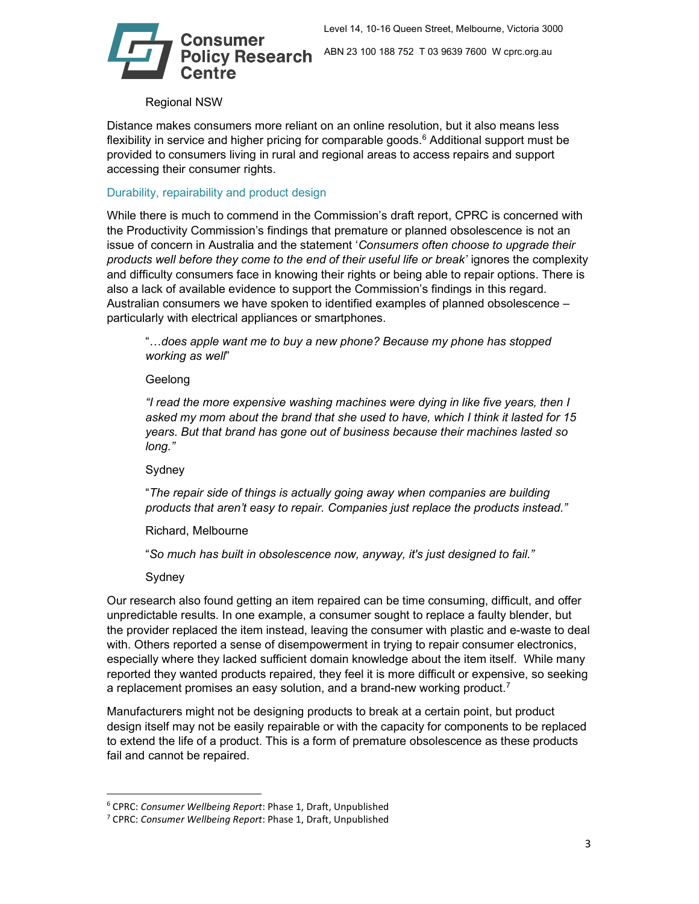Regional NSW

Distance makes consumers more reliant on an online resolution, but it also means less flexibility in service and higher pricing for comparable goods.[6] Additional support must be provided to consumers living in rural and regional areas to access repairs and support accessing their consumer rights.

## Durability, repairability and product design

While there is much to commend in the Commission's draft report, CPRC is concerned with the Productivity Commission's findings that premature or planned obsolescence is not an issue of concern in Australia and the statement '*Consumers often choose to upgrade their products well before they come to the end of their useful life or break*' ignores the complexity and difficulty consumers face in knowing their rights or being able to repair options. There is also a lack of available evidence to support the Commission's findings in this regard. Australian consumers we have spoken to identified examples of planned obsolescence – particularly with electrical appliances or smartphones.

> "…*does apple want me to buy a new phone? Because my phone has stopped working as well*"
>
> Geelong
>
> *"I read the more expensive washing machines were dying in like five years, then I asked my mom about the brand that she used to have, which I think it lasted for 15 years. But that brand has gone out of business because their machines lasted so long."*
>
> Sydney
>
> "*The repair side of things is actually going away when companies are building products that aren't easy to repair. Companies just replace the products instead."*
>
> Richard, Melbourne
>
> "*So much has built in obsolescence now, anyway, it's just designed to fail."*
>
> Sydney

Our research also found getting an item repaired can be time consuming, difficult, and offer unpredictable results. In one example, a consumer sought to replace a faulty blender, but the provider replaced the item instead, leaving the consumer with plastic and e-waste to deal with. Others reported a sense of disempowerment in trying to repair consumer electronics, especially where they lacked sufficient domain knowledge about the item itself. While many reported they wanted products repaired, they feel it is more difficult or expensive, so seeking a replacement promises an easy solution, and a brand-new working product.[7]

Manufacturers might not be designing products to break at a certain point, but product design itself may not be easily repairable or with the capacity for components to be replaced to extend the life of a product. This is a form of premature obsolescence as these products fail and cannot be repaired.

---

[6] CPRC: *Consumer Wellbeing Report*: Phase 1, Draft, Unpublished

[7] CPRC: *Consumer Wellbeing Report*: Phase 1, Draft, Unpublished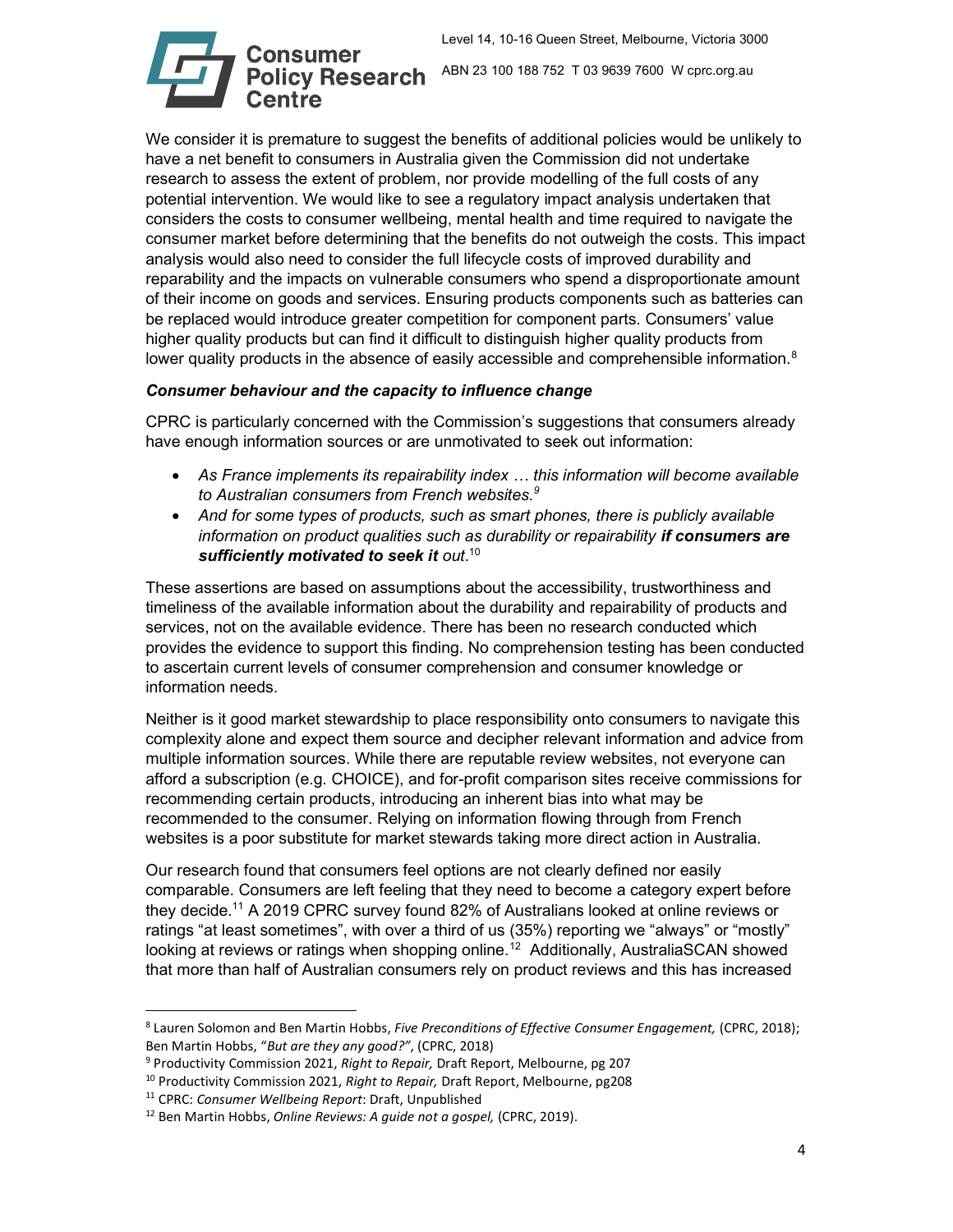We consider it is premature to suggest the benefits of additional policies would be unlikely to have a net benefit to consumers in Australia given the Commission did not undertake research to assess the extent of problem, nor provide modelling of the full costs of any potential intervention. We would like to see a regulatory impact analysis undertaken that considers the costs to consumer wellbeing, mental health and time required to navigate the consumer market before determining that the benefits do not outweigh the costs. This impact analysis would also need to consider the full lifecycle costs of improved durability and reparability and the impacts on vulnerable consumers who spend a disproportionate amount of their income on goods and services. Ensuring products components such as batteries can be replaced would introduce greater competition for component parts. Consumers' value higher quality products but can find it difficult to distinguish higher quality products from lower quality products in the absence of easily accessible and comprehensible information.[8]

### *Consumer behaviour and the capacity to influence change*

CPRC is particularly concerned with the Commission's suggestions that consumers already have enough information sources or are unmotivated to seek out information:

- *As France implements its repairability index … this information will become available to Australian consumers from French websites.*[9]
- *And for some types of products, such as smart phones, there is publicly available information on product qualities such as durability or repairability* ***if consumers are sufficiently motivated to seek it*** *out*.[10]

These assertions are based on assumptions about the accessibility, trustworthiness and timeliness of the available information about the durability and repairability of products and services, not on the available evidence. There has been no research conducted which provides the evidence to support this finding. No comprehension testing has been conducted to ascertain current levels of consumer comprehension and consumer knowledge or information needs.

Neither is it good market stewardship to place responsibility onto consumers to navigate this complexity alone and expect them source and decipher relevant information and advice from multiple information sources. While there are reputable review websites, not everyone can afford a subscription (e.g. CHOICE), and for-profit comparison sites receive commissions for recommending certain products, introducing an inherent bias into what may be recommended to the consumer. Relying on information flowing through from French websites is a poor substitute for market stewards taking more direct action in Australia.

Our research found that consumers feel options are not clearly defined nor easily comparable. Consumers are left feeling that they need to become a category expert before they decide.[11] A 2019 CPRC survey found 82% of Australians looked at online reviews or ratings "at least sometimes", with over a third of us (35%) reporting we "always" or "mostly" looking at reviews or ratings when shopping online.[12] Additionally, AustraliaSCAN showed that more than half of Australian consumers rely on product reviews and this has increased

---

[8] Lauren Solomon and Ben Martin Hobbs, *Five Preconditions of Effective Consumer Engagement,* (CPRC, 2018); Ben Martin Hobbs, "*But are they any good?"*, (CPRC, 2018)

[9] Productivity Commission 2021, *Right to Repair,* Draft Report, Melbourne, pg 207

[10] Productivity Commission 2021, *Right to Repair,* Draft Report, Melbourne, pg208

[11] CPRC: *Consumer Wellbeing Report*: Draft, Unpublished

[12] Ben Martin Hobbs, *Online Reviews: A guide not a gospel,* (CPRC, 2019).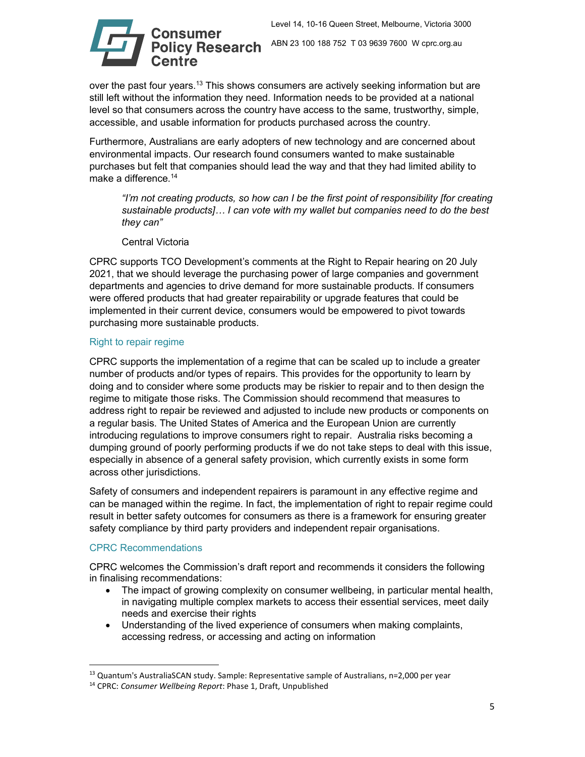over the past four years.[13] This shows consumers are actively seeking information but are still left without the information they need. Information needs to be provided at a national level so that consumers across the country have access to the same, trustworthy, simple, accessible, and usable information for products purchased across the country.

Furthermore, Australians are early adopters of new technology and are concerned about environmental impacts. Our research found consumers wanted to make sustainable purchases but felt that companies should lead the way and that they had limited ability to make a difference.[14]

> *"I'm not creating products, so how can I be the first point of responsibility [for creating sustainable products]… I can vote with my wallet but companies need to do the best they can"*
>
> Central Victoria

CPRC supports TCO Development's comments at the Right to Repair hearing on 20 July 2021, that we should leverage the purchasing power of large companies and government departments and agencies to drive demand for more sustainable products. If consumers were offered products that had greater repairability or upgrade features that could be implemented in their current device, consumers would be empowered to pivot towards purchasing more sustainable products.

### Right to repair regime

CPRC supports the implementation of a regime that can be scaled up to include a greater number of products and/or types of repairs. This provides for the opportunity to learn by doing and to consider where some products may be riskier to repair and to then design the regime to mitigate those risks. The Commission should recommend that measures to address right to repair be reviewed and adjusted to include new products or components on a regular basis. The United States of America and the European Union are currently introducing regulations to improve consumers right to repair. Australia risks becoming a dumping ground of poorly performing products if we do not take steps to deal with this issue, especially in absence of a general safety provision, which currently exists in some form across other jurisdictions.

Safety of consumers and independent repairers is paramount in any effective regime and can be managed within the regime. In fact, the implementation of right to repair regime could result in better safety outcomes for consumers as there is a framework for ensuring greater safety compliance by third party providers and independent repair organisations.

### CPRC Recommendations

CPRC welcomes the Commission's draft report and recommends it considers the following in finalising recommendations:

- The impact of growing complexity on consumer wellbeing, in particular mental health, in navigating multiple complex markets to access their essential services, meet daily needs and exercise their rights
- Understanding of the lived experience of consumers when making complaints, accessing redress, or accessing and acting on information

---

[13] Quantum's AustraliaSCAN study. Sample: Representative sample of Australians, n=2,000 per year

[14] CPRC: *Consumer Wellbeing Report*: Phase 1, Draft, Unpublished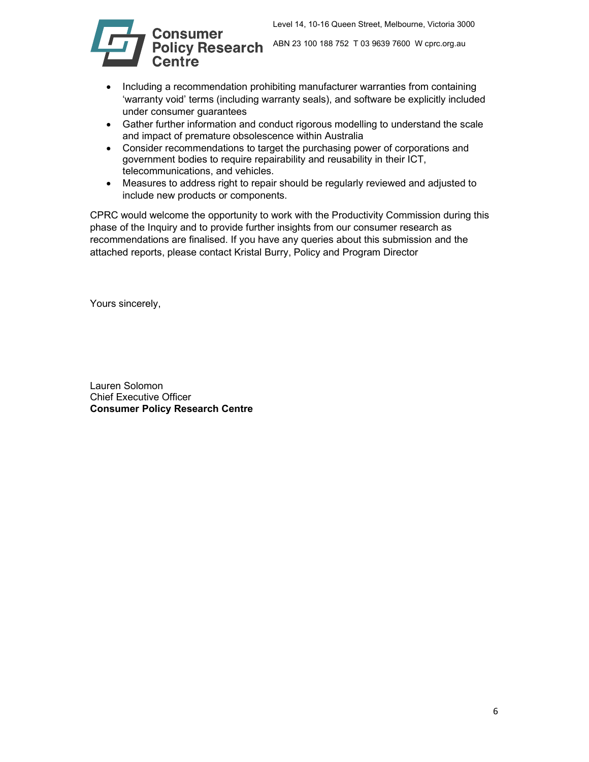- Including a recommendation prohibiting manufacturer warranties from containing 'warranty void' terms (including warranty seals), and software be explicitly included under consumer guarantees
- Gather further information and conduct rigorous modelling to understand the scale and impact of premature obsolescence within Australia
- Consider recommendations to target the purchasing power of corporations and government bodies to require repairability and reusability in their ICT, telecommunications, and vehicles.
- Measures to address right to repair should be regularly reviewed and adjusted to include new products or components.

CPRC would welcome the opportunity to work with the Productivity Commission during this phase of the Inquiry and to provide further insights from our consumer research as recommendations are finalised. If you have any queries about this submission and the attached reports, please contact Kristal Burry, Policy and Program Director

Yours sincerely,

Lauren Solomon
Chief Executive Officer
**Consumer Policy Research Centre**